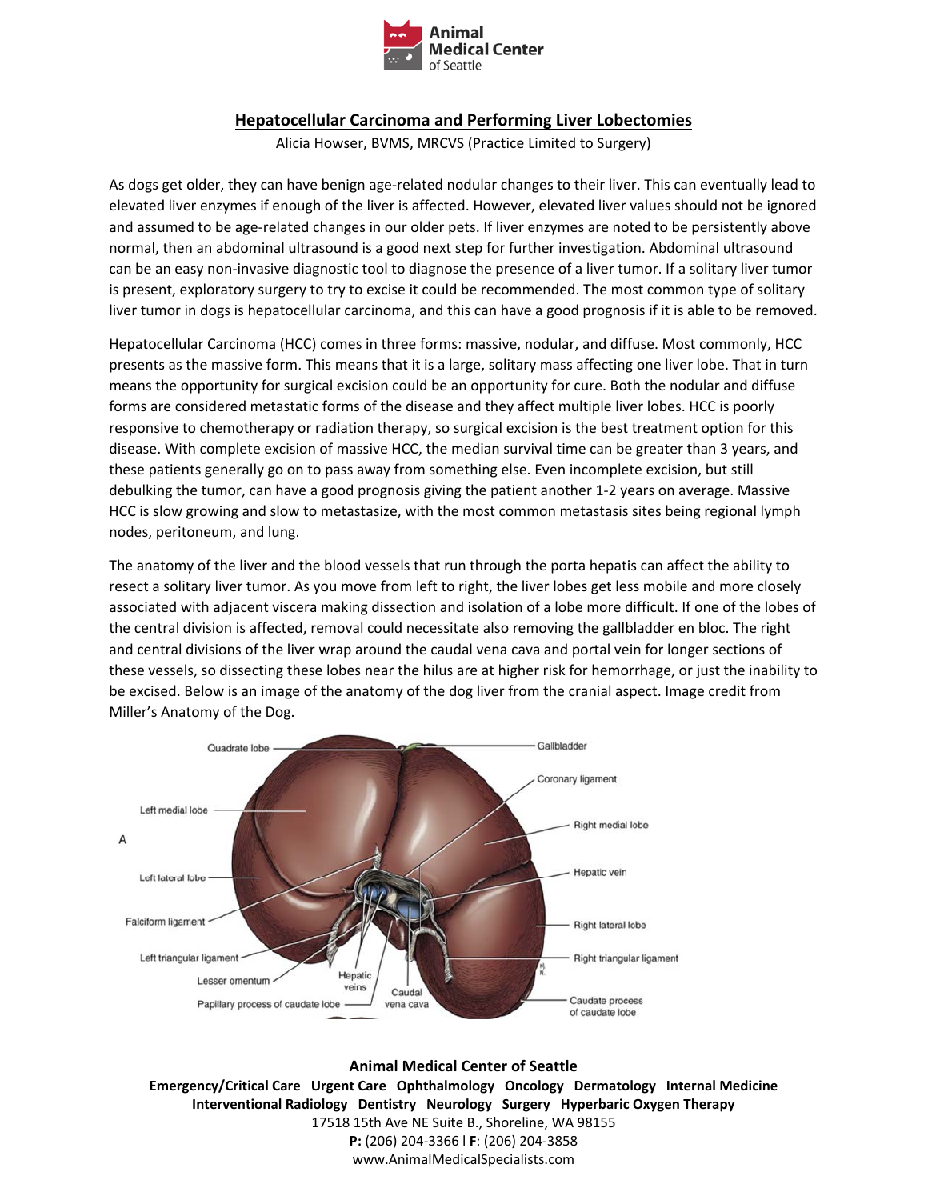# Hepatocellular Carcinoma and Performing Liver Lobectomies

Alicia Howser, BVMS, MRCVS (Practice Limited to Surgery)

As dogs get older, they can have benign age-related nodular changes to their liver. This can eventually lead to elevated liver enzymes if enough of the liver is affected. However, elevated liver values should not be ignored and assumed to be age-related changes in our older pets. If liver enzymes are noted to be persistently above normal, then an abdominal ultrasound is a good next step for further investigation. Abdominal ultrasound can be an easy non-invasive diagnostic tool to diagnose the presence of a liver tumor. If a solitary liver tumor is present, exploratory surgery to try to excise it could be recommended. The most common type of solitary liver tumor in dogs is hepatocellular carcinoma, and this can have a good prognosis if it is able to be removed.

Hepatocellular Carcinoma (HCC) comes in three forms: massive, nodular, and diffuse. Most commonly, HCC presents as the massive form. This means that it is a large, solitary mass affecting one liver lobe. That in turn means the opportunity for surgical excision could be an opportunity for cure. Both the nodular and diffuse forms are considered metastatic forms of the disease and they affect multiple liver lobes. HCC is poorly responsive to chemotherapy or radiation therapy, so surgical excision is the best treatment option for this disease. With complete excision of massive HCC, the median survival time can be greater than 3 years, and these patients generally go on to pass away from something else. Even incomplete excision, but still debulking the tumor, can have a good prognosis giving the patient another 1-2 years on average. Massive HCC is slow growing and slow to metastasize, with the most common metastasis sites being regional lymph nodes, peritoneum, and lung.

The anatomy of the liver and the blood vessels that run through the porta hepatis can affect the ability to resect a solitary liver tumor. As you move from left to right, the liver lobes get less mobile and more closely associated with adjacent viscera making dissection and isolation of a lobe more difficult. If one of the lobes of the central division is affected, removal could necessitate also removing the gallbladder en bloc. The right and central divisions of the liver wrap around the caudal vena cava and portal vein for longer sections of these vessels, so dissecting these lobes near the hilus are at higher risk for hemorrhage, or just the inability to be excised. Below is an image of the anatomy of the dog liver from the cranial aspect. Image credit from Miller's Anatomy of the Dog.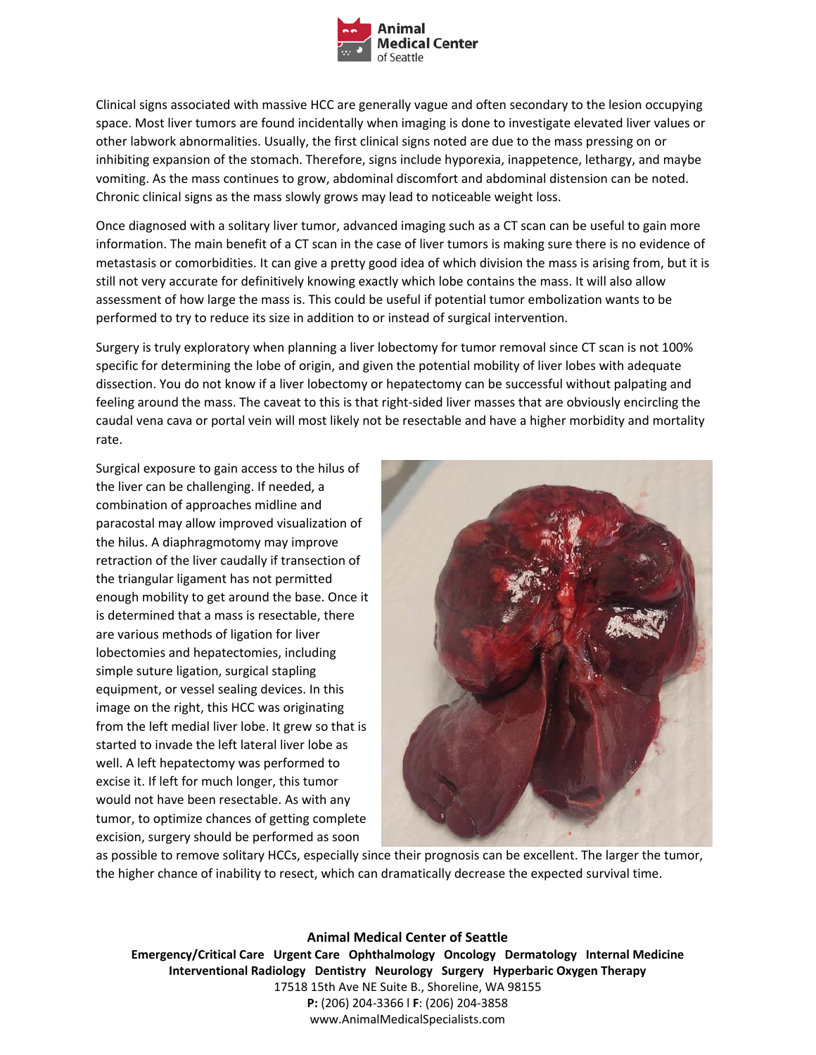Clinical signs associated with massive HCC are generally vague and often secondary to the lesion occupying space. Most liver tumors are found incidentally when imaging is done to investigate elevated liver values or other labwork abnormalities. Usually, the first clinical signs noted are due to the mass pressing on or inhibiting expansion of the stomach. Therefore, signs include hyporexia, inappetence, lethargy, and maybe vomiting. As the mass continues to grow, abdominal discomfort and abdominal distension can be noted. Chronic clinical signs as the mass slowly grows may lead to noticeable weight loss.

Once diagnosed with a solitary liver tumor, advanced imaging such as a CT scan can be useful to gain more information. The main benefit of a CT scan in the case of liver tumors is making sure there is no evidence of metastasis or comorbidities. It can give a pretty good idea of which division the mass is arising from, but it is still not very accurate for definitively knowing exactly which lobe contains the mass. It will also allow assessment of how large the mass is. This could be useful if potential tumor embolization wants to be performed to try to reduce its size in addition to or instead of surgical intervention.

Surgery is truly exploratory when planning a liver lobectomy for tumor removal since CT scan is not 100% specific for determining the lobe of origin, and given the potential mobility of liver lobes with adequate dissection. You do not know if a liver lobectomy or hepatectomy can be successful without palpating and feeling around the mass. The caveat to this is that right-sided liver masses that are obviously encircling the caudal vena cava or portal vein will most likely not be resectable and have a higher morbidity and mortality rate.

Surgical exposure to gain access to the hilus of the liver can be challenging. If needed, a combination of approaches midline and paracostal may allow improved visualization of the hilus. A diaphragmotomy may improve retraction of the liver caudally if transection of the triangular ligament has not permitted enough mobility to get around the base. Once it is determined that a mass is resectable, there are various methods of ligation for liver lobectomies and hepatectomies, including simple suture ligation, surgical stapling equipment, or vessel sealing devices. In this image on the right, this HCC was originating from the left medial liver lobe. It grew so that is started to invade the left lateral liver lobe as well. A left hepatectomy was performed to excise it. If left for much longer, this tumor would not have been resectable. As with any tumor, to optimize chances of getting complete excision, surgery should be performed as soon as possible to remove solitary HCCs, especially since their prognosis can be excellent. The larger the tumor, the higher chance of inability to resect, which can dramatically decrease the expected survival time.

**Animal Medical Center of Seattle**

**Emergency/Critical Care Urgent Care Ophthalmology Oncology Dermatology Internal Medicine Interventional Radiology Dentistry Neurology Surgery Hyperbaric Oxygen Therapy**

17518 15th Ave NE Suite B., Shoreline, WA 98155

**P:** (206) 204-3366 | **F**: (206) 204-3858

www.AnimalMedicalSpecialists.com